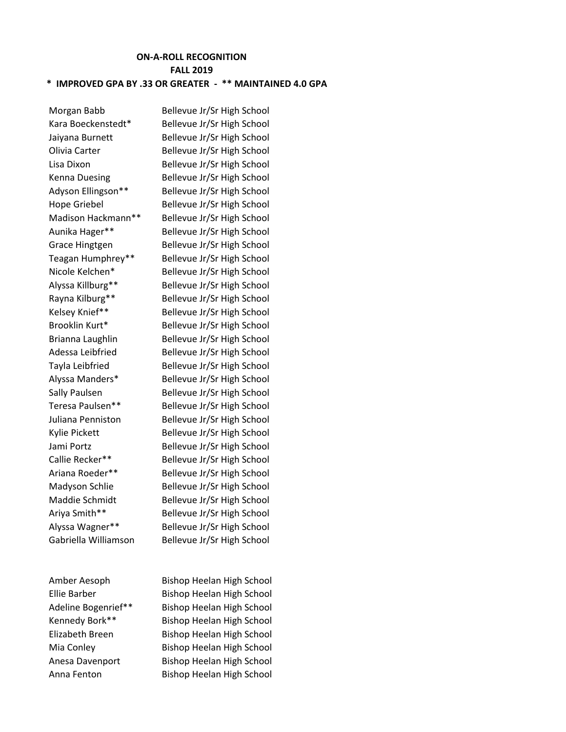**ON-A-ROLL RECOGNITION**
**FALL 2019**
**\* IMPROVED GPA BY .33 OR GREATER - \*\* MAINTAINED 4.0 GPA**

| Name | School |
|---|---|
| Morgan Babb | Bellevue Jr/Sr High School |
| Kara Boeckenstedt* | Bellevue Jr/Sr High School |
| Jaiyana Burnett | Bellevue Jr/Sr High School |
| Olivia Carter | Bellevue Jr/Sr High School |
| Lisa Dixon | Bellevue Jr/Sr High School |
| Kenna Duesing | Bellevue Jr/Sr High School |
| Adyson Ellingson** | Bellevue Jr/Sr High School |
| Hope Griebel | Bellevue Jr/Sr High School |
| Madison Hackmann** | Bellevue Jr/Sr High School |
| Aunika Hager** | Bellevue Jr/Sr High School |
| Grace Hingtgen | Bellevue Jr/Sr High School |
| Teagan Humphrey** | Bellevue Jr/Sr High School |
| Nicole Kelchen* | Bellevue Jr/Sr High School |
| Alyssa Killburg** | Bellevue Jr/Sr High School |
| Rayna Kilburg** | Bellevue Jr/Sr High School |
| Kelsey Knief** | Bellevue Jr/Sr High School |
| Brooklin Kurt* | Bellevue Jr/Sr High School |
| Brianna Laughlin | Bellevue Jr/Sr High School |
| Adessa Leibfried | Bellevue Jr/Sr High School |
| Tayla Leibfried | Bellevue Jr/Sr High School |
| Alyssa Manders* | Bellevue Jr/Sr High School |
| Sally Paulsen | Bellevue Jr/Sr High School |
| Teresa Paulsen** | Bellevue Jr/Sr High School |
| Juliana Penniston | Bellevue Jr/Sr High School |
| Kylie Pickett | Bellevue Jr/Sr High School |
| Jami Portz | Bellevue Jr/Sr High School |
| Callie Recker** | Bellevue Jr/Sr High School |
| Ariana Roeder** | Bellevue Jr/Sr High School |
| Madyson Schlie | Bellevue Jr/Sr High School |
| Maddie Schmidt | Bellevue Jr/Sr High School |
| Ariya Smith** | Bellevue Jr/Sr High School |
| Alyssa Wagner** | Bellevue Jr/Sr High School |
| Gabriella Williamson | Bellevue Jr/Sr High School |
| | |
| Amber Aesoph | Bishop Heelan High School |
| Ellie Barber | Bishop Heelan High School |
| Adeline Bogenrief** | Bishop Heelan High School |
| Kennedy Bork** | Bishop Heelan High School |
| Elizabeth Breen | Bishop Heelan High School |
| Mia Conley | Bishop Heelan High School |
| Anesa Davenport | Bishop Heelan High School |
| Anna Fenton | Bishop Heelan High School |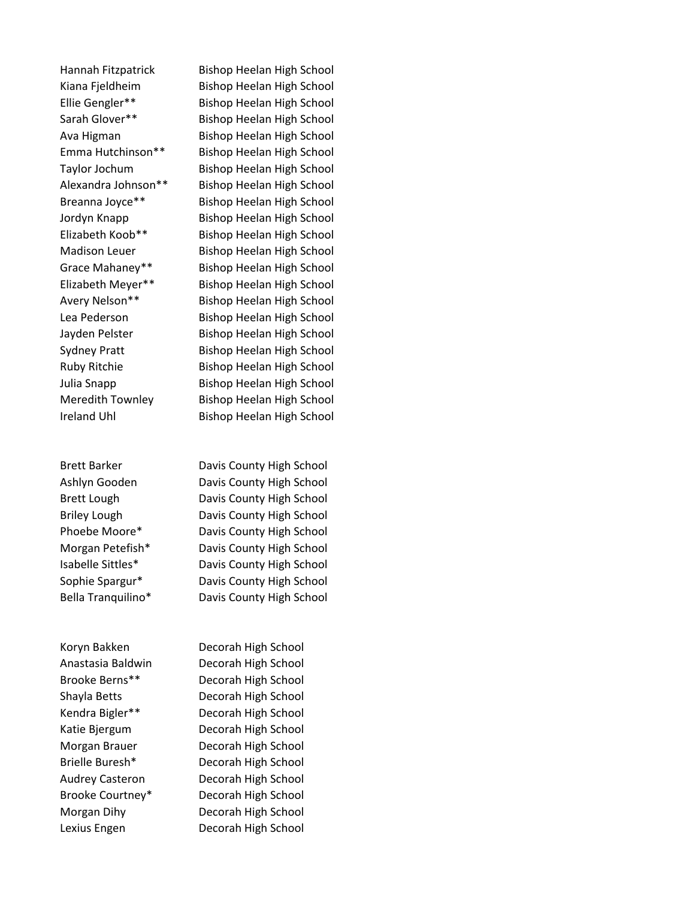| | |
|---|---|
| Hannah Fitzpatrick | Bishop Heelan High School |
| Kiana Fjeldheim | Bishop Heelan High School |
| Ellie Gengler** | Bishop Heelan High School |
| Sarah Glover** | Bishop Heelan High School |
| Ava Higman | Bishop Heelan High School |
| Emma Hutchinson** | Bishop Heelan High School |
| Taylor Jochum | Bishop Heelan High School |
| Alexandra Johnson** | Bishop Heelan High School |
| Breanna Joyce** | Bishop Heelan High School |
| Jordyn Knapp | Bishop Heelan High School |
| Elizabeth Koob** | Bishop Heelan High School |
| Madison Leuer | Bishop Heelan High School |
| Grace Mahaney** | Bishop Heelan High School |
| Elizabeth Meyer** | Bishop Heelan High School |
| Avery Nelson** | Bishop Heelan High School |
| Lea Pederson | Bishop Heelan High School |
| Jayden Pelster | Bishop Heelan High School |
| Sydney Pratt | Bishop Heelan High School |
| Ruby Ritchie | Bishop Heelan High School |
| Julia Snapp | Bishop Heelan High School |
| Meredith Townley | Bishop Heelan High School |
| Ireland Uhl | Bishop Heelan High School |

| | |
|---|---|
| Brett Barker | Davis County High School |
| Ashlyn Gooden | Davis County High School |
| Brett Lough | Davis County High School |
| Briley Lough | Davis County High School |
| Phoebe Moore* | Davis County High School |
| Morgan Petefish* | Davis County High School |
| Isabelle Sittles* | Davis County High School |
| Sophie Spargur* | Davis County High School |
| Bella Tranquilino* | Davis County High School |

| | |
|---|---|
| Koryn Bakken | Decorah High School |
| Anastasia Baldwin | Decorah High School |
| Brooke Berns** | Decorah High School |
| Shayla Betts | Decorah High School |
| Kendra Bigler** | Decorah High School |
| Katie Bjergum | Decorah High School |
| Morgan Brauer | Decorah High School |
| Brielle Buresh* | Decorah High School |
| Audrey Casteron | Decorah High School |
| Brooke Courtney* | Decorah High School |
| Morgan Dihy | Decorah High School |
| Lexius Engen | Decorah High School |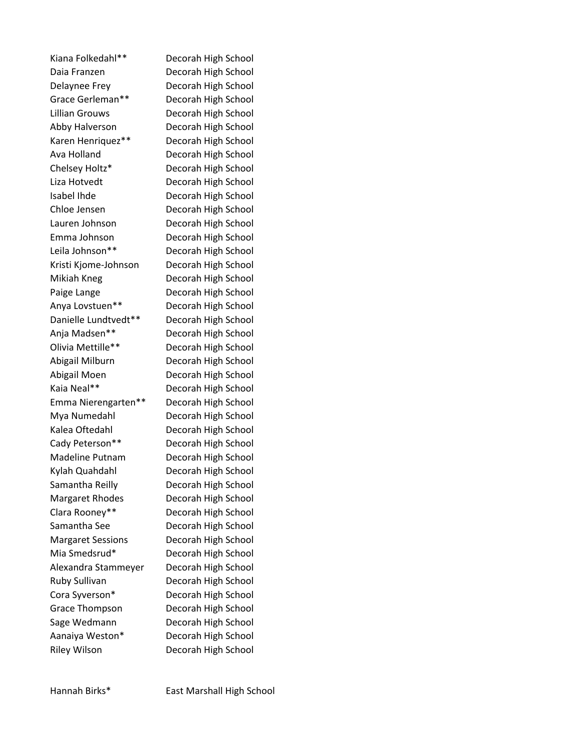| | |
|---|---|
| Kiana Folkedahl** | Decorah High School |
| Daia Franzen | Decorah High School |
| Delaynee Frey | Decorah High School |
| Grace Gerleman** | Decorah High School |
| Lillian Grouws | Decorah High School |
| Abby Halverson | Decorah High School |
| Karen Henriquez** | Decorah High School |
| Ava Holland | Decorah High School |
| Chelsey Holtz* | Decorah High School |
| Liza Hotvedt | Decorah High School |
| Isabel Ihde | Decorah High School |
| Chloe Jensen | Decorah High School |
| Lauren Johnson | Decorah High School |
| Emma Johnson | Decorah High School |
| Leila Johnson** | Decorah High School |
| Kristi Kjome-Johnson | Decorah High School |
| Mikiah Kneg | Decorah High School |
| Paige Lange | Decorah High School |
| Anya Lovstuen** | Decorah High School |
| Danielle Lundtvedt** | Decorah High School |
| Anja Madsen** | Decorah High School |
| Olivia Mettille** | Decorah High School |
| Abigail Milburn | Decorah High School |
| Abigail Moen | Decorah High School |
| Kaia Neal** | Decorah High School |
| Emma Nierengarten** | Decorah High School |
| Mya Numedahl | Decorah High School |
| Kalea Oftedahl | Decorah High School |
| Cady Peterson** | Decorah High School |
| Madeline Putnam | Decorah High School |
| Kylah Quahdahl | Decorah High School |
| Samantha Reilly | Decorah High School |
| Margaret Rhodes | Decorah High School |
| Clara Rooney** | Decorah High School |
| Samantha See | Decorah High School |
| Margaret Sessions | Decorah High School |
| Mia Smedsrud* | Decorah High School |
| Alexandra Stammeyer | Decorah High School |
| Ruby Sullivan | Decorah High School |
| Cora Syverson* | Decorah High School |
| Grace Thompson | Decorah High School |
| Sage Wedmann | Decorah High School |
| Aanaiya Weston* | Decorah High School |
| Riley Wilson | Decorah High School |

| | |
|---|---|
| Hannah Birks* | East Marshall High School |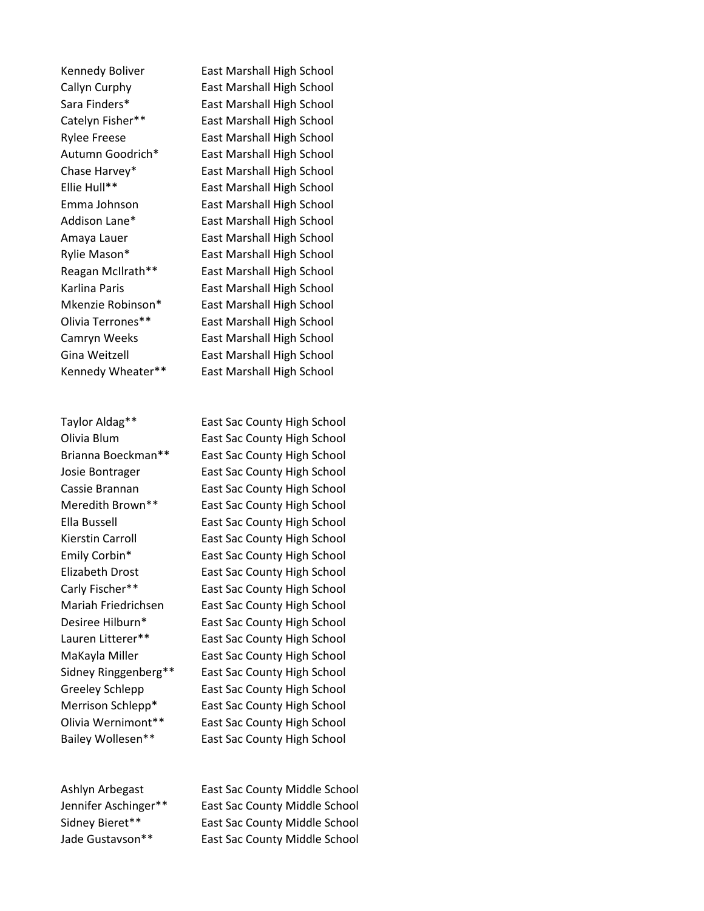| | |
|---|---|
| Kennedy Boliver | East Marshall High School |
| Callyn Curphy | East Marshall High School |
| Sara Finders* | East Marshall High School |
| Catelyn Fisher** | East Marshall High School |
| Rylee Freese | East Marshall High School |
| Autumn Goodrich* | East Marshall High School |
| Chase Harvey* | East Marshall High School |
| Ellie Hull** | East Marshall High School |
| Emma Johnson | East Marshall High School |
| Addison Lane* | East Marshall High School |
| Amaya Lauer | East Marshall High School |
| Rylie Mason* | East Marshall High School |
| Reagan McIlrath** | East Marshall High School |
| Karlina Paris | East Marshall High School |
| Mkenzie Robinson* | East Marshall High School |
| Olivia Terrones** | East Marshall High School |
| Camryn Weeks | East Marshall High School |
| Gina Weitzell | East Marshall High School |
| Kennedy Wheater** | East Marshall High School |

| | |
|---|---|
| Taylor Aldag** | East Sac County High School |
| Olivia Blum | East Sac County High School |
| Brianna Boeckman** | East Sac County High School |
| Josie Bontrager | East Sac County High School |
| Cassie Brannan | East Sac County High School |
| Meredith Brown** | East Sac County High School |
| Ella Bussell | East Sac County High School |
| Kierstin Carroll | East Sac County High School |
| Emily Corbin* | East Sac County High School |
| Elizabeth Drost | East Sac County High School |
| Carly Fischer** | East Sac County High School |
| Mariah Friedrichsen | East Sac County High School |
| Desiree Hilburn* | East Sac County High School |
| Lauren Litterer** | East Sac County High School |
| MaKayla Miller | East Sac County High School |
| Sidney Ringgenberg** | East Sac County High School |
| Greeley Schlepp | East Sac County High School |
| Merrison Schlepp* | East Sac County High School |
| Olivia Wernimont** | East Sac County High School |
| Bailey Wollesen** | East Sac County High School |

| | |
|---|---|
| Ashlyn Arbegast | East Sac County Middle School |
| Jennifer Aschinger** | East Sac County Middle School |
| Sidney Bieret** | East Sac County Middle School |
| Jade Gustavson** | East Sac County Middle School |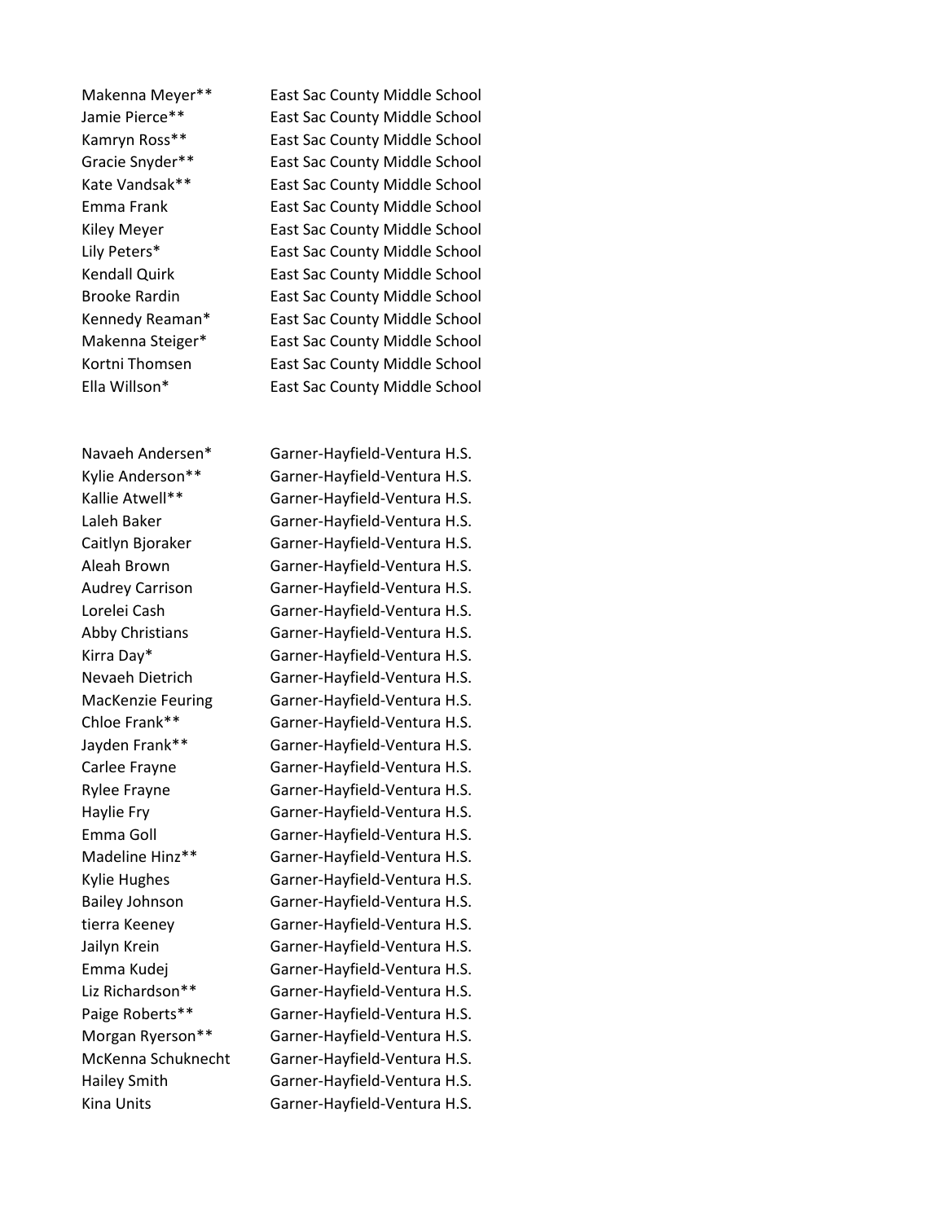Makenna Meyer** East Sac County Middle School
Jamie Pierce** East Sac County Middle School
Kamryn Ross** East Sac County Middle School
Gracie Snyder** East Sac County Middle School
Kate Vandsak** East Sac County Middle School
Emma Frank East Sac County Middle School
Kiley Meyer East Sac County Middle School
Lily Peters* East Sac County Middle School
Kendall Quirk East Sac County Middle School
Brooke Rardin East Sac County Middle School
Kennedy Reaman* East Sac County Middle School
Makenna Steiger* East Sac County Middle School
Kortni Thomsen East Sac County Middle School
Ella Willson* East Sac County Middle School

Navaeh Andersen* Garner-Hayfield-Ventura H.S.
Kylie Anderson** Garner-Hayfield-Ventura H.S.
Kallie Atwell** Garner-Hayfield-Ventura H.S.
Laleh Baker Garner-Hayfield-Ventura H.S.
Caitlyn Bjoraker Garner-Hayfield-Ventura H.S.
Aleah Brown Garner-Hayfield-Ventura H.S.
Audrey Carrison Garner-Hayfield-Ventura H.S.
Lorelei Cash Garner-Hayfield-Ventura H.S.
Abby Christians Garner-Hayfield-Ventura H.S.
Kirra Day* Garner-Hayfield-Ventura H.S.
Nevaeh Dietrich Garner-Hayfield-Ventura H.S.
MacKenzie Feuring Garner-Hayfield-Ventura H.S.
Chloe Frank** Garner-Hayfield-Ventura H.S.
Jayden Frank** Garner-Hayfield-Ventura H.S.
Carlee Frayne Garner-Hayfield-Ventura H.S.
Rylee Frayne Garner-Hayfield-Ventura H.S.
Haylie Fry Garner-Hayfield-Ventura H.S.
Emma Goll Garner-Hayfield-Ventura H.S.
Madeline Hinz** Garner-Hayfield-Ventura H.S.
Kylie Hughes Garner-Hayfield-Ventura H.S.
Bailey Johnson Garner-Hayfield-Ventura H.S.
tierra Keeney Garner-Hayfield-Ventura H.S.
Jailyn Krein Garner-Hayfield-Ventura H.S.
Emma Kudej Garner-Hayfield-Ventura H.S.
Liz Richardson** Garner-Hayfield-Ventura H.S.
Paige Roberts** Garner-Hayfield-Ventura H.S.
Morgan Ryerson** Garner-Hayfield-Ventura H.S.
McKenna Schuknecht Garner-Hayfield-Ventura H.S.
Hailey Smith Garner-Hayfield-Ventura H.S.
Kina Units Garner-Hayfield-Ventura H.S.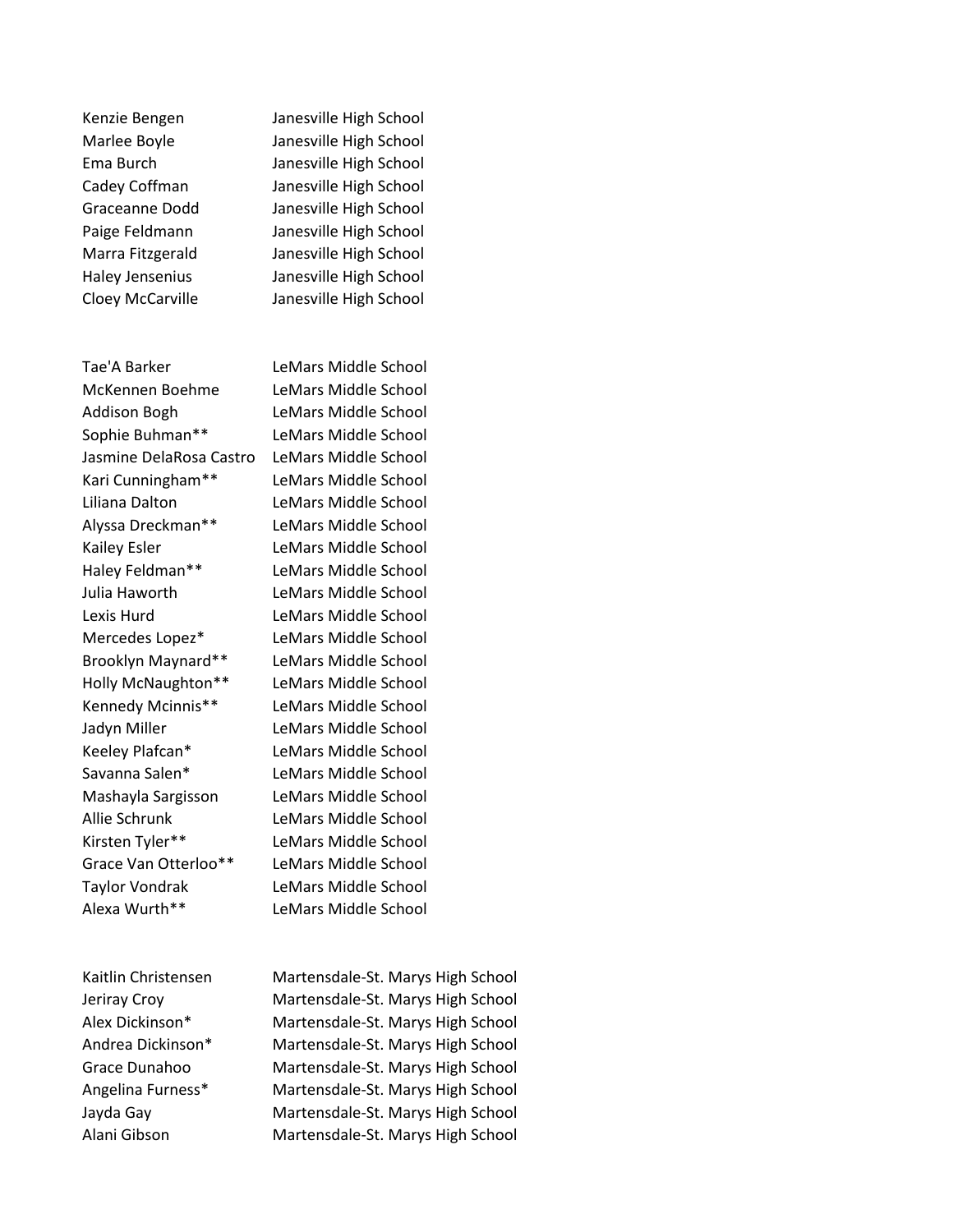| | |
|---|---|
| Kenzie Bengen | Janesville High School |
| Marlee Boyle | Janesville High School |
| Ema Burch | Janesville High School |
| Cadey Coffman | Janesville High School |
| Graceanne Dodd | Janesville High School |
| Paige Feldmann | Janesville High School |
| Marra Fitzgerald | Janesville High School |
| Haley Jensenius | Janesville High School |
| Cloey McCarville | Janesville High School |

| | |
|---|---|
| Tae'A Barker | LeMars Middle School |
| McKennen Boehme | LeMars Middle School |
| Addison Bogh | LeMars Middle School |
| Sophie Buhman** | LeMars Middle School |
| Jasmine DelaRosa Castro | LeMars Middle School |
| Kari Cunningham** | LeMars Middle School |
| Liliana Dalton | LeMars Middle School |
| Alyssa Dreckman** | LeMars Middle School |
| Kailey Esler | LeMars Middle School |
| Haley Feldman** | LeMars Middle School |
| Julia Haworth | LeMars Middle School |
| Lexis Hurd | LeMars Middle School |
| Mercedes Lopez* | LeMars Middle School |
| Brooklyn Maynard** | LeMars Middle School |
| Holly McNaughton** | LeMars Middle School |
| Kennedy Mcinnis** | LeMars Middle School |
| Jadyn Miller | LeMars Middle School |
| Keeley Plafcan* | LeMars Middle School |
| Savanna Salen* | LeMars Middle School |
| Mashayla Sargisson | LeMars Middle School |
| Allie Schrunk | LeMars Middle School |
| Kirsten Tyler** | LeMars Middle School |
| Grace Van Otterloo** | LeMars Middle School |
| Taylor Vondrak | LeMars Middle School |
| Alexa Wurth** | LeMars Middle School |

| | |
|---|---|
| Kaitlin Christensen | Martensdale-St. Marys High School |
| Jeriray Croy | Martensdale-St. Marys High School |
| Alex Dickinson* | Martensdale-St. Marys High School |
| Andrea Dickinson* | Martensdale-St. Marys High School |
| Grace Dunahoo | Martensdale-St. Marys High School |
| Angelina Furness* | Martensdale-St. Marys High School |
| Jayda Gay | Martensdale-St. Marys High School |
| Alani Gibson | Martensdale-St. Marys High School |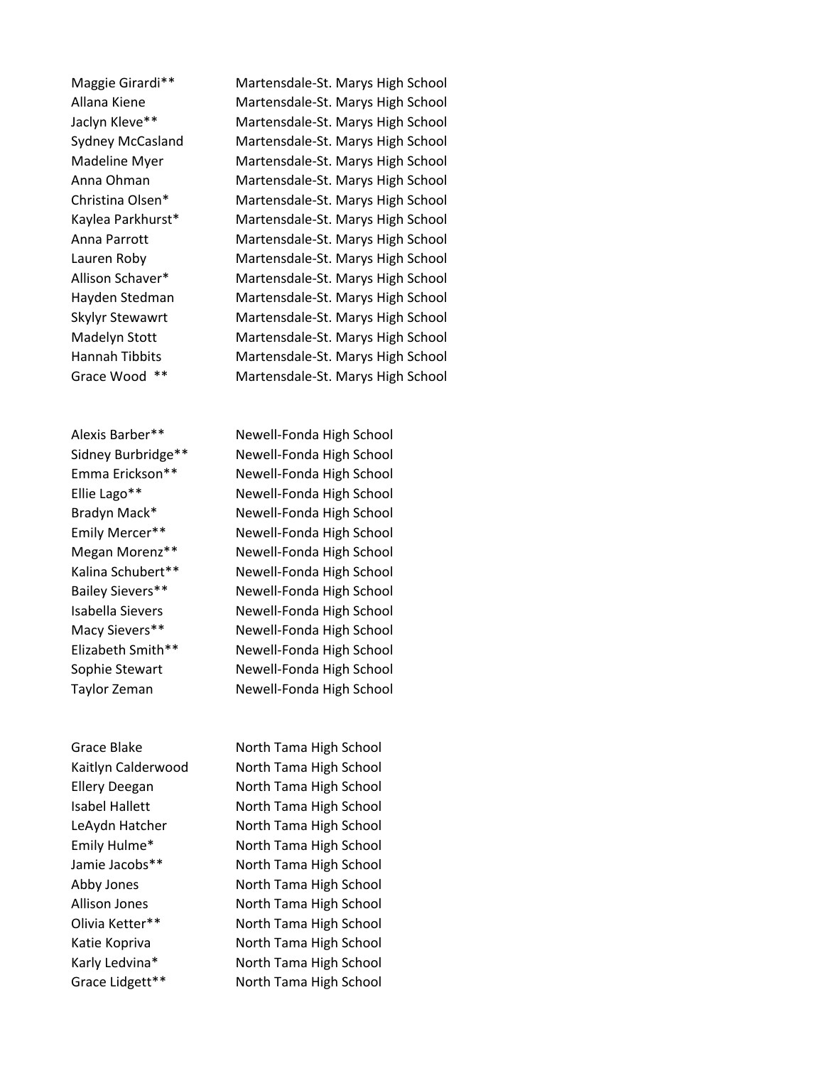| | |
|---|---|
| Maggie Girardi** | Martensdale-St. Marys High School |
| Allana Kiene | Martensdale-St. Marys High School |
| Jaclyn Kleve** | Martensdale-St. Marys High School |
| Sydney McCasland | Martensdale-St. Marys High School |
| Madeline Myer | Martensdale-St. Marys High School |
| Anna Ohman | Martensdale-St. Marys High School |
| Christina Olsen* | Martensdale-St. Marys High School |
| Kaylea Parkhurst* | Martensdale-St. Marys High School |
| Anna Parrott | Martensdale-St. Marys High School |
| Lauren Roby | Martensdale-St. Marys High School |
| Allison Schaver* | Martensdale-St. Marys High School |
| Hayden Stedman | Martensdale-St. Marys High School |
| Skylyr Stewawrt | Martensdale-St. Marys High School |
| Madelyn Stott | Martensdale-St. Marys High School |
| Hannah Tibbits | Martensdale-St. Marys High School |
| Grace Wood ** | Martensdale-St. Marys High School |
| | |
| Alexis Barber** | Newell-Fonda High School |
| Sidney Burbridge** | Newell-Fonda High School |
| Emma Erickson** | Newell-Fonda High School |
| Ellie Lago** | Newell-Fonda High School |
| Bradyn Mack* | Newell-Fonda High School |
| Emily Mercer** | Newell-Fonda High School |
| Megan Morenz** | Newell-Fonda High School |
| Kalina Schubert** | Newell-Fonda High School |
| Bailey Sievers** | Newell-Fonda High School |
| Isabella Sievers | Newell-Fonda High School |
| Macy Sievers** | Newell-Fonda High School |
| Elizabeth Smith** | Newell-Fonda High School |
| Sophie Stewart | Newell-Fonda High School |
| Taylor Zeman | Newell-Fonda High School |
| | |
| Grace Blake | North Tama High School |
| Kaitlyn Calderwood | North Tama High School |
| Ellery Deegan | North Tama High School |
| Isabel Hallett | North Tama High School |
| LeAydn Hatcher | North Tama High School |
| Emily Hulme* | North Tama High School |
| Jamie Jacobs** | North Tama High School |
| Abby Jones | North Tama High School |
| Allison Jones | North Tama High School |
| Olivia Ketter** | North Tama High School |
| Katie Kopriva | North Tama High School |
| Karly Ledvina* | North Tama High School |
| Grace Lidgett** | North Tama High School |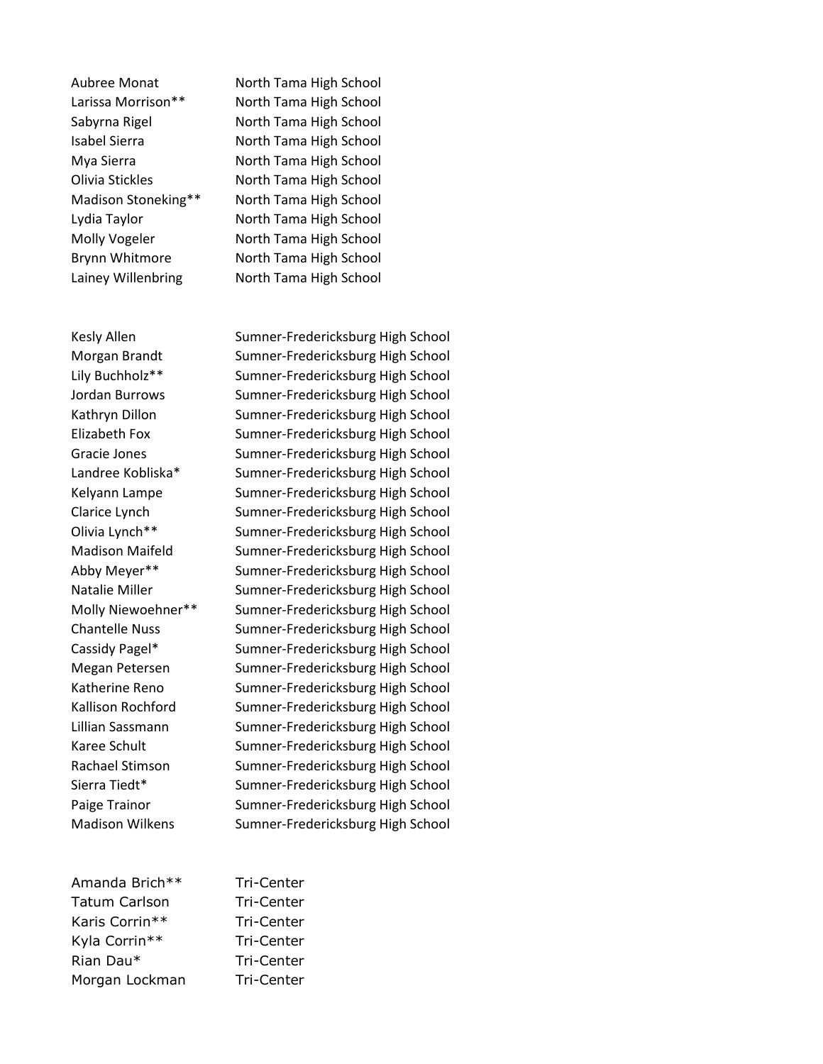Aubree Monat North Tama High School
Larissa Morrison** North Tama High School
Sabyrna Rigel North Tama High School
Isabel Sierra North Tama High School
Mya Sierra North Tama High School
Olivia Stickles North Tama High School
Madison Stoneking** North Tama High School
Lydia Taylor North Tama High School
Molly Vogeler North Tama High School
Brynn Whitmore North Tama High School
Lainey Willenbring North Tama High School

Kesly Allen Sumner-Fredericksburg High School
Morgan Brandt Sumner-Fredericksburg High School
Lily Buchholz** Sumner-Fredericksburg High School
Jordan Burrows Sumner-Fredericksburg High School
Kathryn Dillon Sumner-Fredericksburg High School
Elizabeth Fox Sumner-Fredericksburg High School
Gracie Jones Sumner-Fredericksburg High School
Landree Kobliska* Sumner-Fredericksburg High School
Kelyann Lampe Sumner-Fredericksburg High School
Clarice Lynch Sumner-Fredericksburg High School
Olivia Lynch** Sumner-Fredericksburg High School
Madison Maifeld Sumner-Fredericksburg High School
Abby Meyer** Sumner-Fredericksburg High School
Natalie Miller Sumner-Fredericksburg High School
Molly Niewoehner** Sumner-Fredericksburg High School
Chantelle Nuss Sumner-Fredericksburg High School
Cassidy Pagel* Sumner-Fredericksburg High School
Megan Petersen Sumner-Fredericksburg High School
Katherine Reno Sumner-Fredericksburg High School
Kallison Rochford Sumner-Fredericksburg High School
Lillian Sassmann Sumner-Fredericksburg High School
Karee Schult Sumner-Fredericksburg High School
Rachael Stimson Sumner-Fredericksburg High School
Sierra Tiedt* Sumner-Fredericksburg High School
Paige Trainor Sumner-Fredericksburg High School
Madison Wilkens Sumner-Fredericksburg High School

Amanda Brich** Tri-Center
Tatum Carlson Tri-Center
Karis Corrin** Tri-Center
Kyla Corrin** Tri-Center
Rian Dau* Tri-Center
Morgan Lockman Tri-Center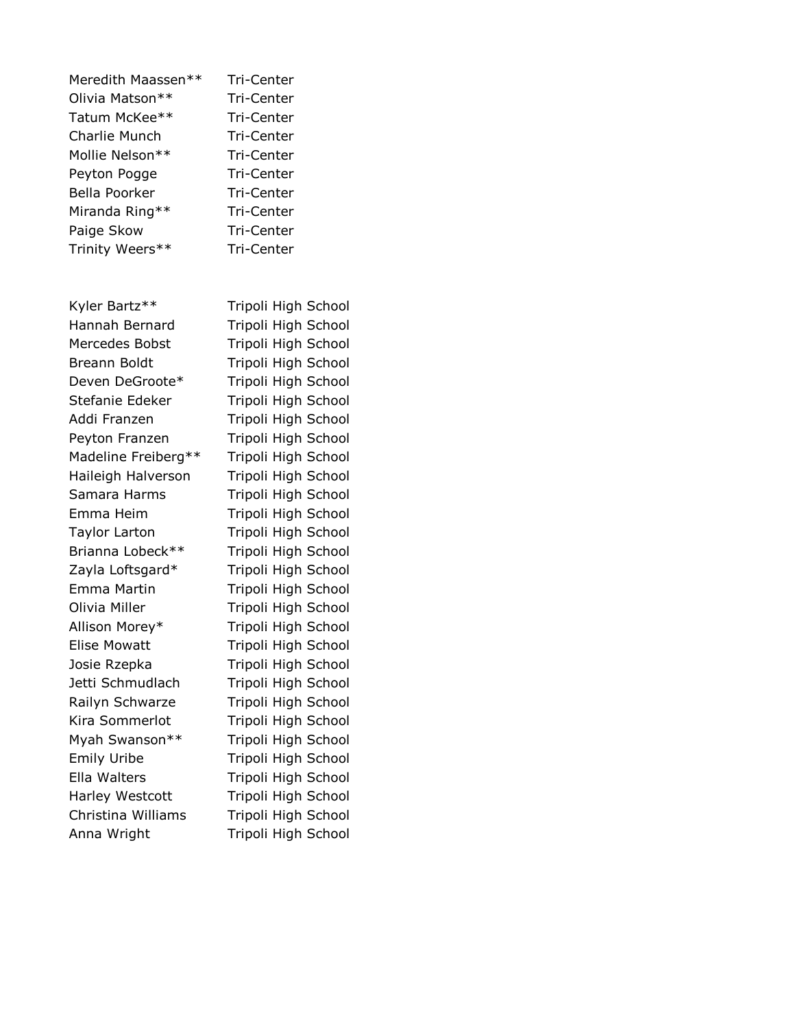| | |
|---|---|
| Meredith Maassen** | Tri-Center |
| Olivia Matson** | Tri-Center |
| Tatum McKee** | Tri-Center |
| Charlie Munch | Tri-Center |
| Mollie Nelson** | Tri-Center |
| Peyton Pogge | Tri-Center |
| Bella Poorker | Tri-Center |
| Miranda Ring** | Tri-Center |
| Paige Skow | Tri-Center |
| Trinity Weers** | Tri-Center |

| | |
|---|---|
| Kyler Bartz** | Tripoli High School |
| Hannah Bernard | Tripoli High School |
| Mercedes Bobst | Tripoli High School |
| Breann Boldt | Tripoli High School |
| Deven DeGroote* | Tripoli High School |
| Stefanie Edeker | Tripoli High School |
| Addi Franzen | Tripoli High School |
| Peyton Franzen | Tripoli High School |
| Madeline Freiberg** | Tripoli High School |
| Haileigh Halverson | Tripoli High School |
| Samara Harms | Tripoli High School |
| Emma Heim | Tripoli High School |
| Taylor Larton | Tripoli High School |
| Brianna Lobeck** | Tripoli High School |
| Zayla Loftsgard* | Tripoli High School |
| Emma Martin | Tripoli High School |
| Olivia Miller | Tripoli High School |
| Allison Morey* | Tripoli High School |
| Elise Mowatt | Tripoli High School |
| Josie Rzepka | Tripoli High School |
| Jetti Schmudlach | Tripoli High School |
| Railyn Schwarze | Tripoli High School |
| Kira Sommerlot | Tripoli High School |
| Myah Swanson** | Tripoli High School |
| Emily Uribe | Tripoli High School |
| Ella Walters | Tripoli High School |
| Harley Westcott | Tripoli High School |
| Christina Williams | Tripoli High School |
| Anna Wright | Tripoli High School |